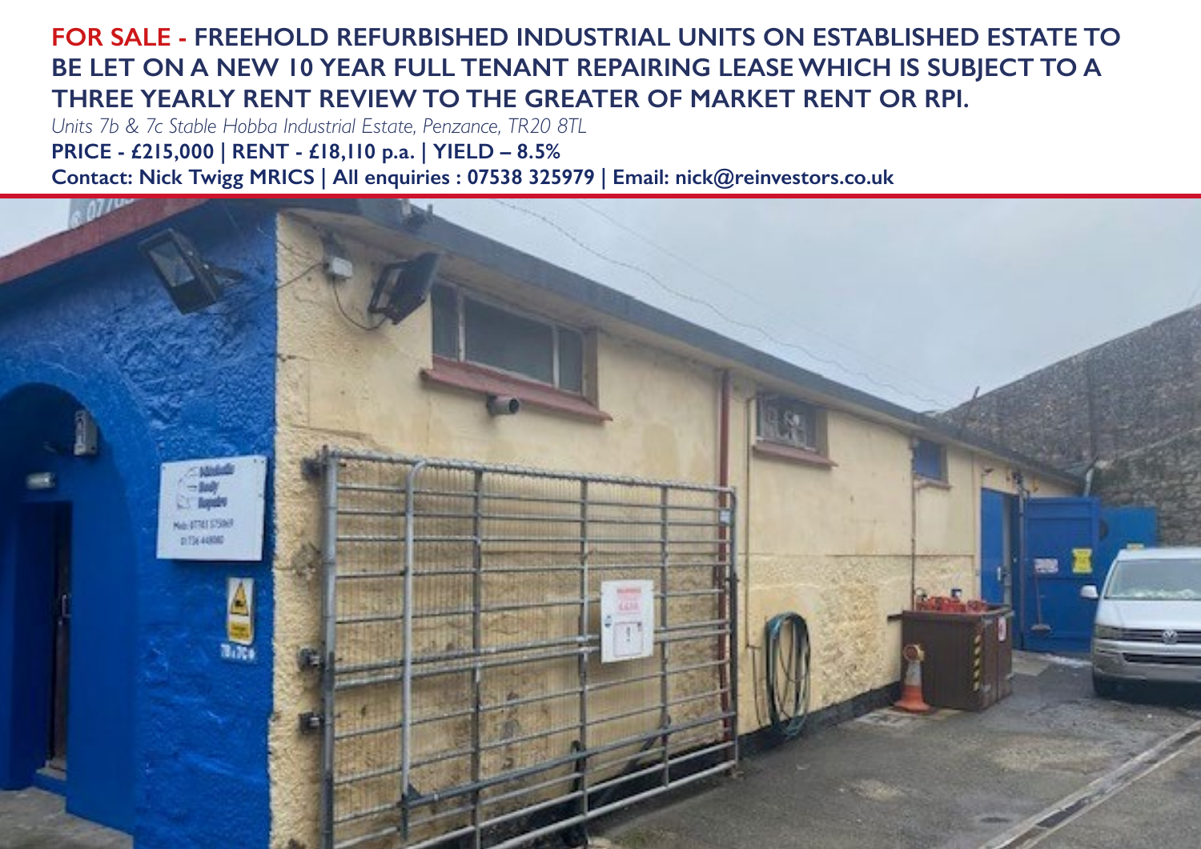# FOR SALE - FREEHOLD REFURBISHED INDUSTRIAL UNITS ON ESTABLISHED ESTATE TO BE LET ON A NEW 10 YEAR FULL TENANT REPAIRING LEASE WHICH IS SUBJECT TO A THREE YEARLY RENT REVIEW TO THE GREATER OF MARKET RENT OR RPI.

*Units 7b & 7c Stable Hobba Industrial Estate, Penzance, TR20 8TL*

**PRICE - £215,000 | RENT - £18,110 p.a. | YIELD – 8.5%**

**Contact: Nick Twigg MRICS | All enquiries : 07538 325979 | Email: nick@reinvestors.co.uk**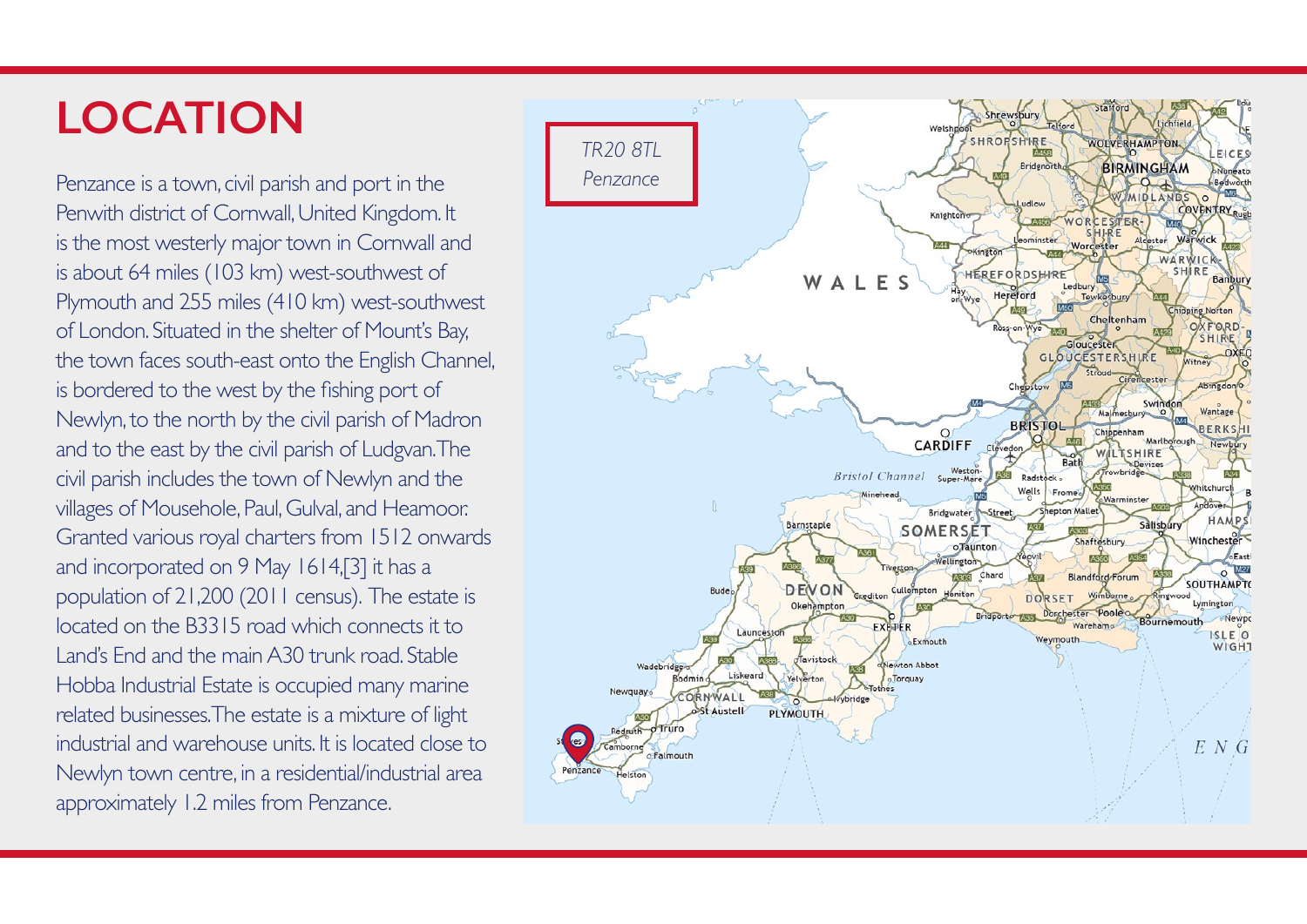# LOCATION

Penzance is a town, civil parish and port in the Penwith district of Cornwall, United Kingdom. It is the most westerly major town in Cornwall and is about 64 miles (103 km) west-southwest of Plymouth and 255 miles (410 km) west-southwest of London. Situated in the shelter of Mount's Bay, the town faces south-east onto the English Channel, is bordered to the west by the fishing port of Newlyn, to the north by the civil parish of Madron and to the east by the civil parish of Ludgvan. The civil parish includes the town of Newlyn and the villages of Mousehole, Paul, Gulval, and Heamoor. Granted various royal charters from 1512 onwards and incorporated on 9 May 1614,[3] it has a population of 21,200 (2011 census). The estate is located on the B3315 road which connects it to Land's End and the main A30 trunk road. Stable Hobba Industrial Estate is occupied many marine related businesses. The estate is a mixture of light industrial and warehouse units. It is located close to Newlyn town centre, in a residential/industrial area approximately 1.2 miles from Penzance.

*TR20 8TL*
*Penzance*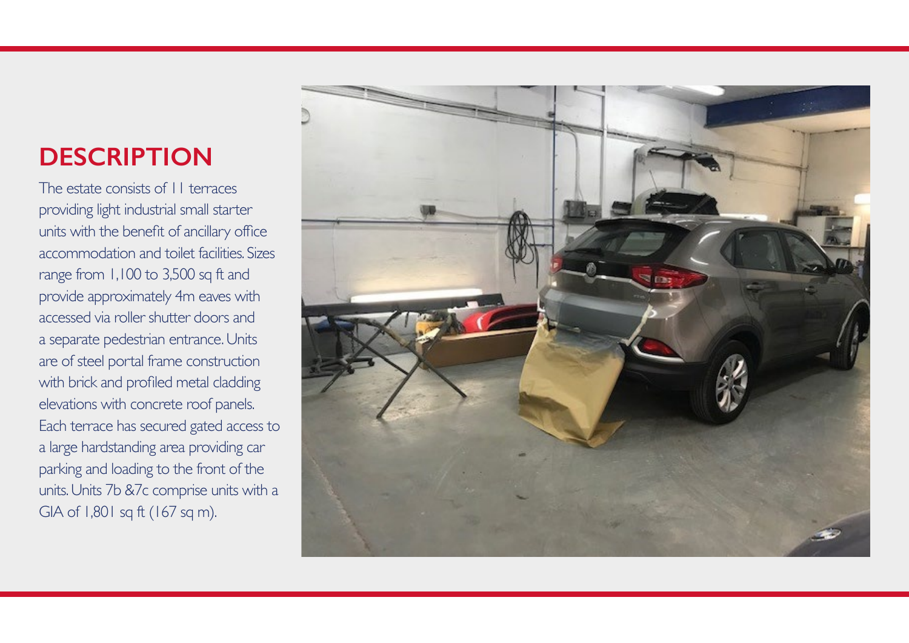# DESCRIPTION

The estate consists of 11 terraces providing light industrial small starter units with the benefit of ancillary office accommodation and toilet facilities. Sizes range from 1,100 to 3,500 sq ft and provide approximately 4m eaves with accessed via roller shutter doors and a separate pedestrian entrance. Units are of steel portal frame construction with brick and profiled metal cladding elevations with concrete roof panels. Each terrace has secured gated access to a large hardstanding area providing car parking and loading to the front of the units. Units 7b &7c comprise units with a GIA of 1,801 sq ft (167 sq m).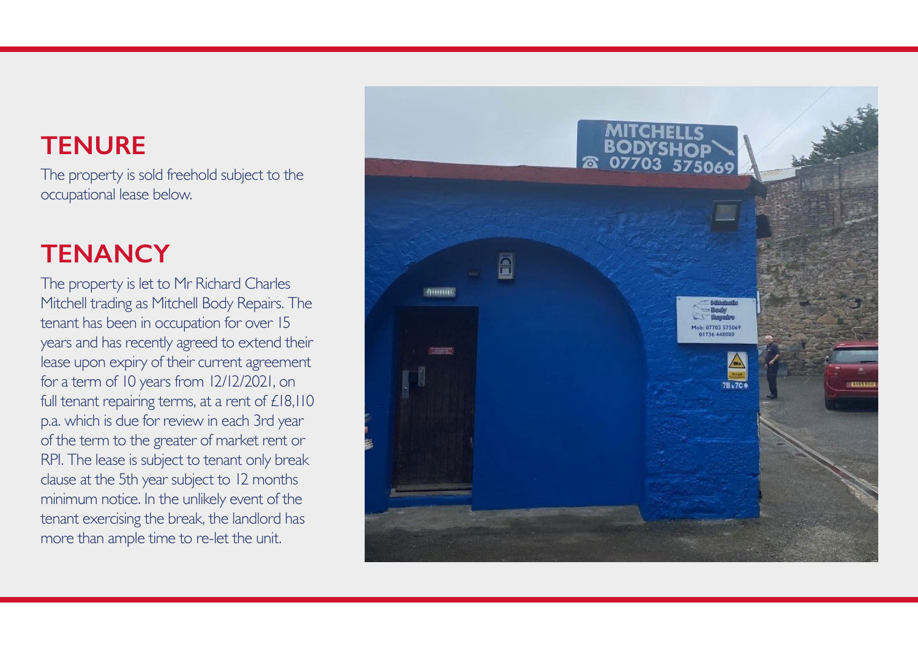## TENURE

The property is sold freehold subject to the occupational lease below.

## TENANCY

The property is let to Mr Richard Charles Mitchell trading as Mitchell Body Repairs. The tenant has been in occupation for over 15 years and has recently agreed to extend their lease upon expiry of their current agreement for a term of 10 years from 12/12/2021, on full tenant repairing terms, at a rent of £18,110 p.a. which is due for review in each 3rd year of the term to the greater of market rent or RPI. The lease is subject to tenant only break clause at the 5th year subject to 12 months minimum notice. In the unlikely event of the tenant exercising the break, the landlord has more than ample time to re-let the unit.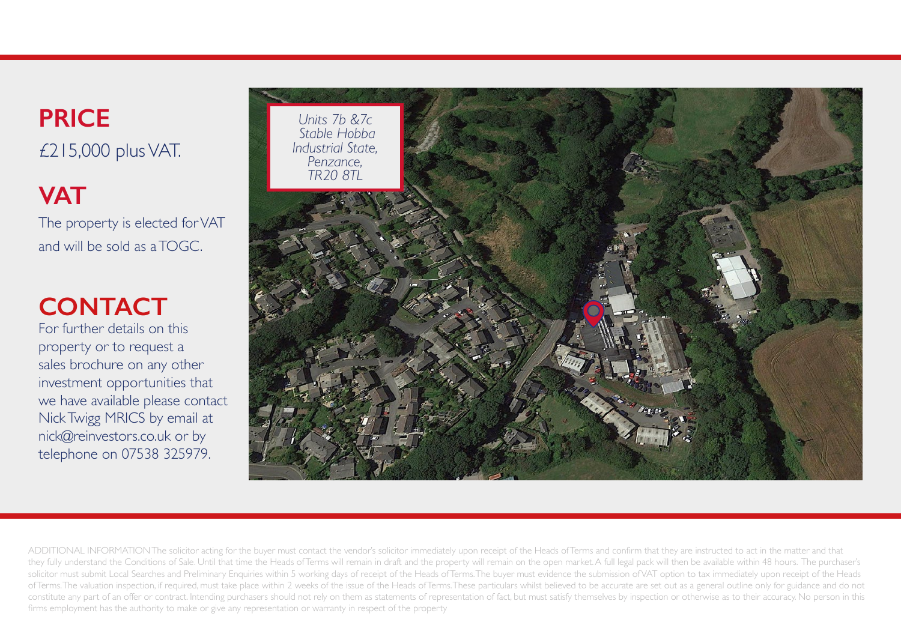## PRICE

£215,000 plus VAT.

## VAT

The property is elected for VAT and will be sold as a TOGC.

## CONTACT

For further details on this property or to request a sales brochure on any other investment opportunities that we have available please contact Nick Twigg MRICS by email at nick@reinvestors.co.uk or by telephone on 07538 325979.

*Units 7b &7c Stable Hobba Industrial State, Penzance, TR20 8TL*

ADDITIONAL INFORMATION The solicitor acting for the buyer must contact the vendor's solicitor immediately upon receipt of the Heads of Terms and confirm that they are instructed to act in the matter and that they fully understand the Conditions of Sale. Until that time the Heads of Terms will remain in draft and the property will remain on the open market. A full legal pack will then be available within 48 hours. The purchaser's solicitor must submit Local Searches and Preliminary Enquiries within 5 working days of receipt of the Heads of Terms. The buyer must evidence the submission of VAT option to tax immediately upon receipt of the Heads of Terms. The valuation inspection, if required, must take place within 2 weeks of the issue of the Heads of Terms. These particulars whilst believed to be accurate are set out as a general outline only for guidance and do not constitute any part of an offer or contract. Intending purchasers should not rely on them as statements of representation of fact, but must satisfy themselves by inspection or otherwise as to their accuracy. No person in this firms employment has the authority to make or give any representation or warranty in respect of the property